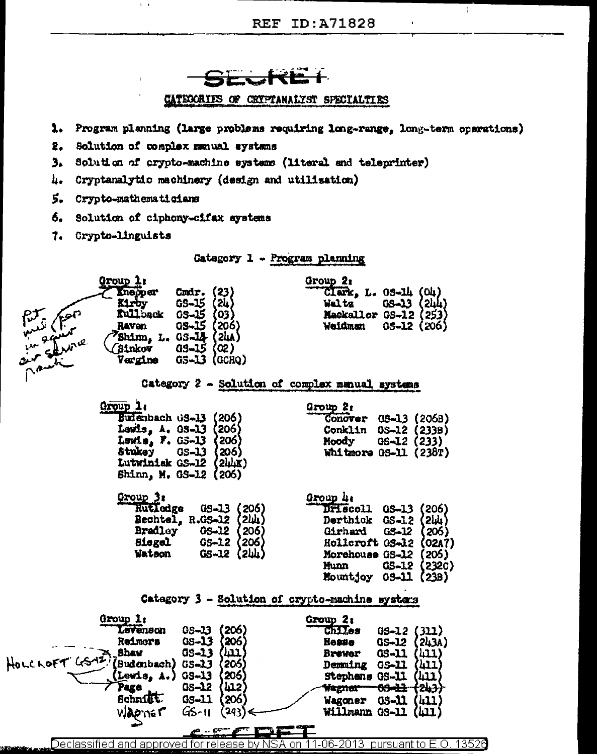REF ID:A71828

SECRET

## CATEGORIES OF CRYPTANALYST SPECIALTIES

1. Program planning (large problems requiring long-range, long-term operations)
2. Solution of complex manual systems
3. Solution of crypto-machine systems (literal and teleprinter)
4. Cryptanalytic machinery (design and utilization)
5. Crypto-mathematicians
6. Solution of ciphony-cifax systems
7. Crypto-linguists

### Category 1 - Program planning

*(handwritten: Put [?] for [?] in regular air service [?])*

**Group 1:**

| Name | Grade | Unit |
|---|---|---|
| Knepper | Cmdr. | (23) |
| Kirby | GS-15 | (24) |
| Kullback | GS-15 | (03) |
| Raven | GS-15 | (206) |
| Shinn, L. | GS-14 | (24A) |
| Sinkov | GS-15 | (02) |
| Vergine | GS-13 | (GCHQ) |

**Group 2:**

| Name | Grade | Unit |
|---|---|---|
| Clark, L. | GS-14 | (04) |
| Waltz | GS-13 | (244) |
| Mackallor | GS-12 | (253) |
| Weidman | GS-12 | (206) |

### Category 2 - Solution of complex manual systems

**Group 1:**

| Name | Grade | Unit |
|---|---|---|
| Budenbach | GS-13 | (206) |
| Lewis, A. | GS-13 | (206) |
| Lewis, F. | GS-13 | (206) |
| Stukey | GS-13 | (206) |
| Lutwiniak | GS-12 | (244X) |
| Shinn, M. | GS-12 | (206) |

**Group 2:**

| Name | Grade | Unit |
|---|---|---|
| Conover | GS-13 | (206B) |
| Conklin | GS-12 | (233B) |
| Moody | GS-12 | (233) |
| Whitmore | GS-11 | (238T) |

**Group 3:**

| Name | Grade | Unit |
|---|---|---|
| Rutledge | GS-13 | (206) |
| Bechtel, R. | GS-12 | (244) |
| Bradley | GS-12 | (206) |
| Siegel | GS-12 | (206) |
| Watson | GS-12 | (244) |

**Group 4:**

| Name | Grade | Unit |
|---|---|---|
| Driscoll | GS-13 | (206) |
| Derthick | GS-12 | (244) |
| Girhard | GS-12 | (206) |
| Hollcroft | GS-12 | (02A7) |
| Morehouse | GS-12 | (206) |
| Munn | GS-12 | (232C) |
| Mountjoy | GS-11 | (23B) |

### Category 3 - Solution of crypto-machine systems

**Group 1:**

| Name | Grade | Unit |
|---|---|---|
| Levenson | GS-13 | (206) |
| Reimers | GS-13 | (206) |
| Shaw | GS-13 | (411) |
| (Budenbach) | GS-13 | (206) |
| (Lewis, A.) | GS-13 | (206) |
| Page | GS-12 | (412) |
| Schmidt | GS-11 | (206) |
| Wagner *(handwritten)* | GS-11 | (243) |

*(handwritten: HOLLCROFT GS-12)*

**Group 2:**

| Name | Grade | Unit |
|---|---|---|
| Chiles | GS-12 | (311) |
| Hesse | GS-12 | (243A) |
| Brewer | GS-11 | (411) |
| Demming | GS-11 | (411) |
| Stephens | GS-11 | (411) |
| ~~Wagner~~ | ~~GS-11~~ | ~~(243)~~ |
| Wagoner | GS-11 | (411) |
| Willmann | GS-11 | (411) |

SECRET

Declassified and approved for release by NSA on 11-06-2013 pursuant to E.O. 13526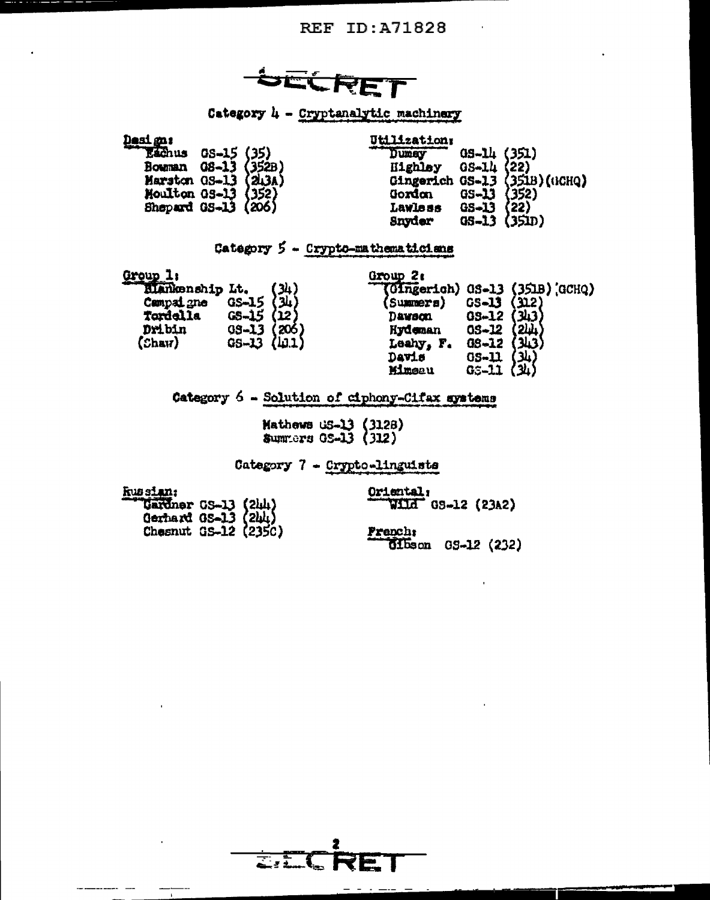REF ID:A71828

SECRET

Category 4 - Cryptanalytic machinery

**Design:**

Eachus GS-15 (35)
Bowman GS-13 (352B)
Marston GS-13 (243A)
Moulton GS-13 (352)
Shepard GS-13 (206)

**Utilization:**

Dumey GS-14 (351)
Highley GS-14 (22)
Gingerich GS-13 (351B)(GCHQ)
Gordon GS-13 (352)
Lawless GS-13 (22)
Snyder GS-13 (351D)

Category 5 - Crypto-mathematicians

**Group 1:**

Blankenship Lt. (34)
Campaigne GS-15 (34)
Tordella GS-15 (12)
Dribin GS-13 (206)
(Shaw) GS-13 (411)

**Group 2:**

(Gingerich) GS-13 (351B)(GCHQ)
(Summers) GS-13 (312)
Dawson GS-12 (343)
Hydeman GS-12 (244)
Leahy, F. GS-12 (343)
Davis GS-11 (34)
Mimeau GS-11 (34)

Category 6 - Solution of ciphony-Cifax systems

Mathews GS-13 (312B)
Summers GS-13 (312)

Category 7 - Crypto-linguists

**Russian:**

Gardner GS-13 (244)
Gerhard GS-13 (244)
Chesnut GS-12 (235C)

**Oriental:**

Wild GS-12 (23A2)

**French:**

Gibson GS-12 (232)

SECRET